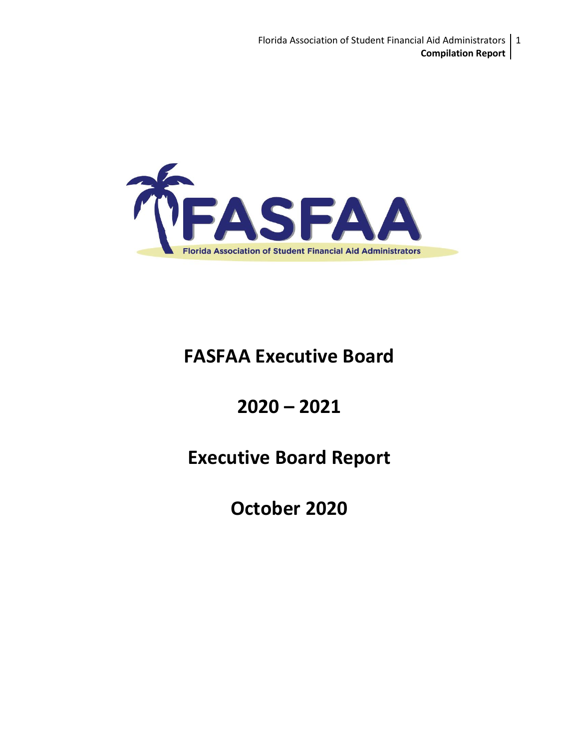FASFAA

Florida Association of Student Financial Aid Administrators

# FASFAA Executive Board

# 2020 – 2021

# Executive Board Report

# October 2020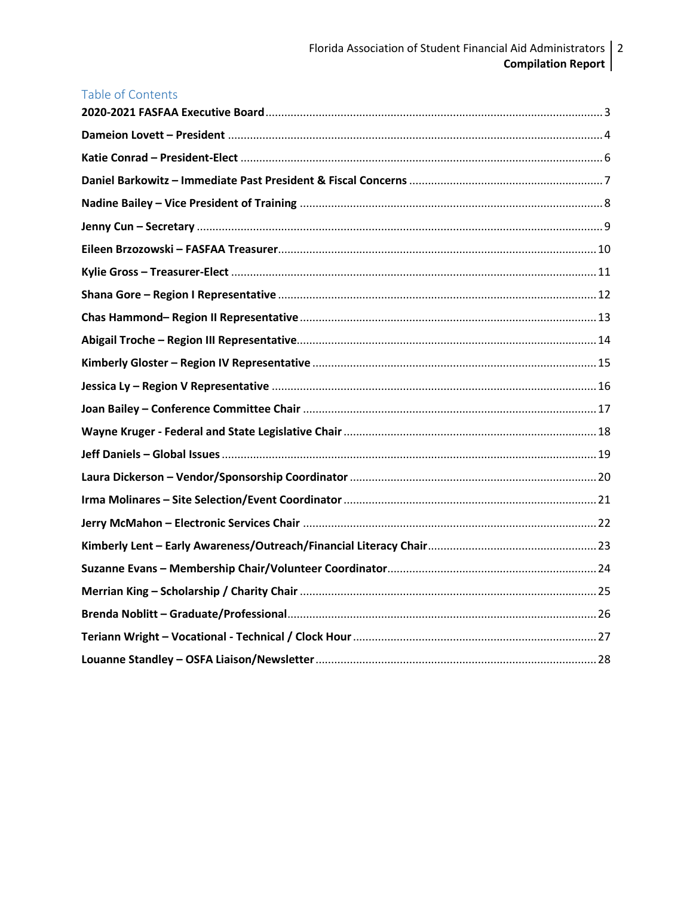## Table of Contents

| | |
|---|---|
| **2020-2021 FASFAA Executive Board** | 3 |
| **Dameion Lovett – President** | 4 |
| **Katie Conrad – President-Elect** | 6 |
| **Daniel Barkowitz – Immediate Past President & Fiscal Concerns** | 7 |
| **Nadine Bailey – Vice President of Training** | 8 |
| **Jenny Cun – Secretary** | 9 |
| **Eileen Brzozowski – FASFAA Treasurer** | 10 |
| **Kylie Gross – Treasurer-Elect** | 11 |
| **Shana Gore – Region I Representative** | 12 |
| **Chas Hammond– Region II Representative** | 13 |
| **Abigail Troche – Region III Representative** | 14 |
| **Kimberly Gloster – Region IV Representative** | 15 |
| **Jessica Ly – Region V Representative** | 16 |
| **Joan Bailey – Conference Committee Chair** | 17 |
| **Wayne Kruger - Federal and State Legislative Chair** | 18 |
| **Jeff Daniels – Global Issues** | 19 |
| **Laura Dickerson – Vendor/Sponsorship Coordinator** | 20 |
| **Irma Molinares – Site Selection/Event Coordinator** | 21 |
| **Jerry McMahon – Electronic Services Chair** | 22 |
| **Kimberly Lent – Early Awareness/Outreach/Financial Literacy Chair** | 23 |
| **Suzanne Evans – Membership Chair/Volunteer Coordinator** | 24 |
| **Merrian King – Scholarship / Charity Chair** | 25 |
| **Brenda Noblitt – Graduate/Professional** | 26 |
| **Teriann Wright – Vocational - Technical / Clock Hour** | 27 |
| **Louanne Standley – OSFA Liaison/Newsletter** | 28 |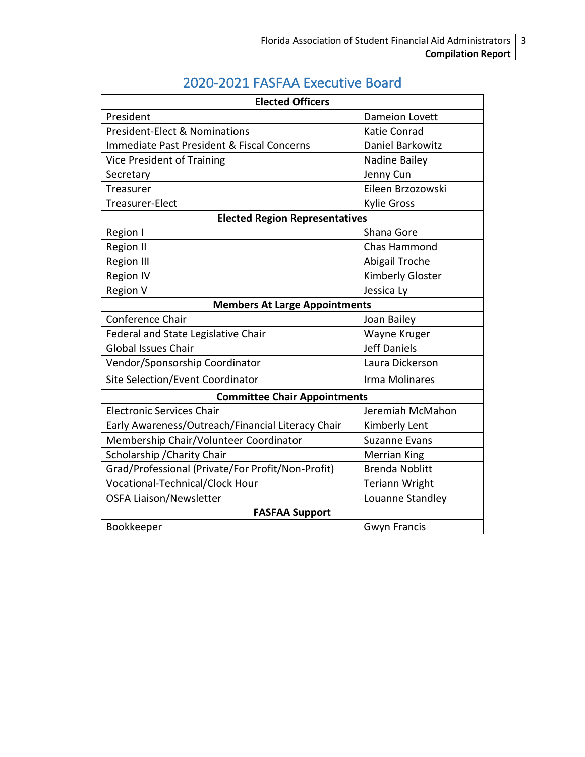## 2020-2021 FASFAA Executive Board

| Elected Officers | |
|---|---|
| President | Dameion Lovett |
| President-Elect & Nominations | Katie Conrad |
| Immediate Past President & Fiscal Concerns | Daniel Barkowitz |
| Vice President of Training | Nadine Bailey |
| Secretary | Jenny Cun |
| Treasurer | Eileen Brzozowski |
| Treasurer-Elect | Kylie Gross |
| **Elected Region Representatives** | |
| Region I | Shana Gore |
| Region II | Chas Hammond |
| Region III | Abigail Troche |
| Region IV | Kimberly Gloster |
| Region V | Jessica Ly |
| **Members At Large Appointments** | |
| Conference Chair | Joan Bailey |
| Federal and State Legislative Chair | Wayne Kruger |
| Global Issues Chair | Jeff Daniels |
| Vendor/Sponsorship Coordinator | Laura Dickerson |
| Site Selection/Event Coordinator | Irma Molinares |
| **Committee Chair Appointments** | |
| Electronic Services Chair | Jeremiah McMahon |
| Early Awareness/Outreach/Financial Literacy Chair | Kimberly Lent |
| Membership Chair/Volunteer Coordinator | Suzanne Evans |
| Scholarship /Charity Chair | Merrian King |
| Grad/Professional (Private/For Profit/Non-Profit) | Brenda Noblitt |
| Vocational-Technical/Clock Hour | Teriann Wright |
| OSFA Liaison/Newsletter | Louanne Standley |
| **FASFAA Support** | |
| Bookkeeper | Gwyn Francis |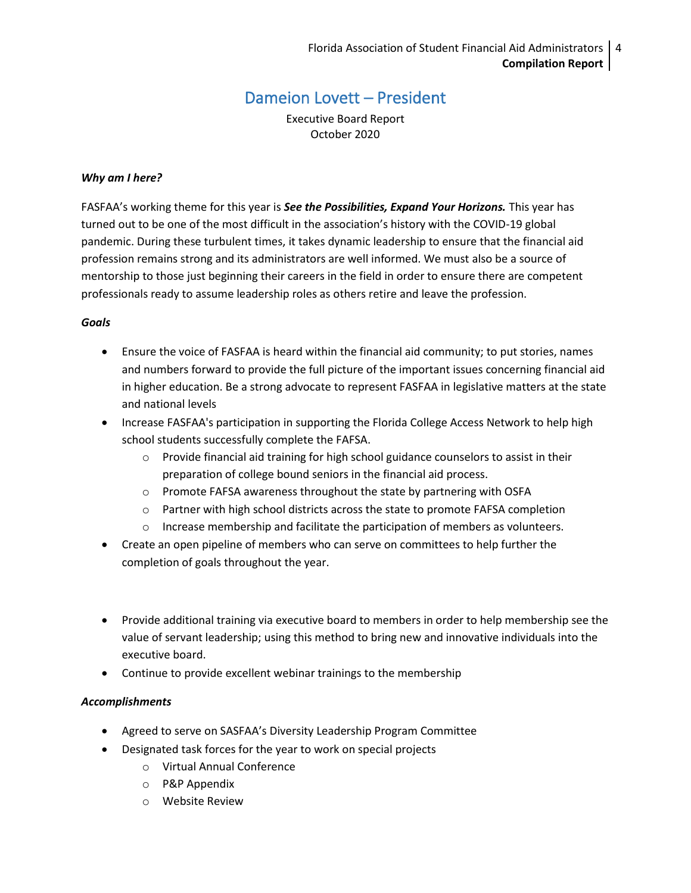# Dameion Lovett – President

Executive Board Report
October 2020

***Why am I here?***

FASFAA's working theme for this year is ***See the Possibilities, Expand Your Horizons.*** This year has turned out to be one of the most difficult in the association's history with the COVID-19 global pandemic. During these turbulent times, it takes dynamic leadership to ensure that the financial aid profession remains strong and its administrators are well informed. We must also be a source of mentorship to those just beginning their careers in the field in order to ensure there are competent professionals ready to assume leadership roles as others retire and leave the profession.

***Goals***

- Ensure the voice of FASFAA is heard within the financial aid community; to put stories, names and numbers forward to provide the full picture of the important issues concerning financial aid in higher education. Be a strong advocate to represent FASFAA in legislative matters at the state and national levels
- Increase FASFAA's participation in supporting the Florida College Access Network to help high school students successfully complete the FAFSA.
  - Provide financial aid training for high school guidance counselors to assist in their preparation of college bound seniors in the financial aid process.
  - Promote FAFSA awareness throughout the state by partnering with OSFA
  - Partner with high school districts across the state to promote FAFSA completion
  - Increase membership and facilitate the participation of members as volunteers.
- Create an open pipeline of members who can serve on committees to help further the completion of goals throughout the year.
- Provide additional training via executive board to members in order to help membership see the value of servant leadership; using this method to bring new and innovative individuals into the executive board.
- Continue to provide excellent webinar trainings to the membership

***Accomplishments***

- Agreed to serve on SASFAA's Diversity Leadership Program Committee
- Designated task forces for the year to work on special projects
  - Virtual Annual Conference
  - P&P Appendix
  - Website Review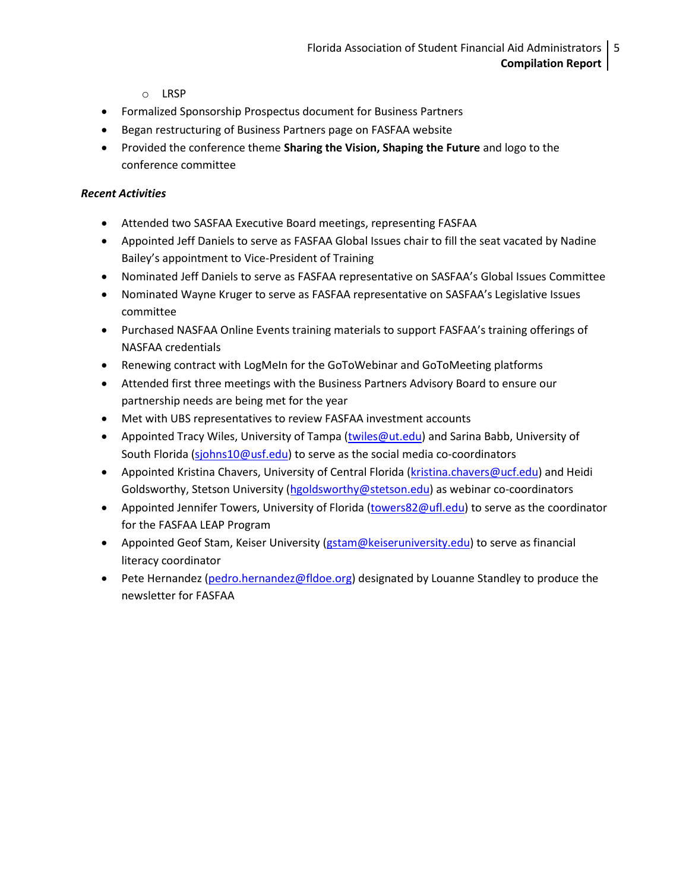- LRSP
- Formalized Sponsorship Prospectus document for Business Partners
- Began restructuring of Business Partners page on FASFAA website
- Provided the conference theme **Sharing the Vision, Shaping the Future** and logo to the conference committee

***Recent Activities***

- Attended two SASFAA Executive Board meetings, representing FASFAA
- Appointed Jeff Daniels to serve as FASFAA Global Issues chair to fill the seat vacated by Nadine Bailey's appointment to Vice-President of Training
- Nominated Jeff Daniels to serve as FASFAA representative on SASFAA's Global Issues Committee
- Nominated Wayne Kruger to serve as FASFAA representative on SASFAA's Legislative Issues committee
- Purchased NASFAA Online Events training materials to support FASFAA's training offerings of NASFAA credentials
- Renewing contract with LogMeIn for the GoToWebinar and GoToMeeting platforms
- Attended first three meetings with the Business Partners Advisory Board to ensure our partnership needs are being met for the year
- Met with UBS representatives to review FASFAA investment accounts
- Appointed Tracy Wiles, University of Tampa (twiles@ut.edu) and Sarina Babb, University of South Florida (sjohns10@usf.edu) to serve as the social media co-coordinators
- Appointed Kristina Chavers, University of Central Florida (kristina.chavers@ucf.edu) and Heidi Goldsworthy, Stetson University (hgoldsworthy@stetson.edu) as webinar co-coordinators
- Appointed Jennifer Towers, University of Florida (towers82@ufl.edu) to serve as the coordinator for the FASFAA LEAP Program
- Appointed Geof Stam, Keiser University (gstam@keiseruniversity.edu) to serve as financial literacy coordinator
- Pete Hernandez (pedro.hernandez@fldoe.org) designated by Louanne Standley to produce the newsletter for FASFAA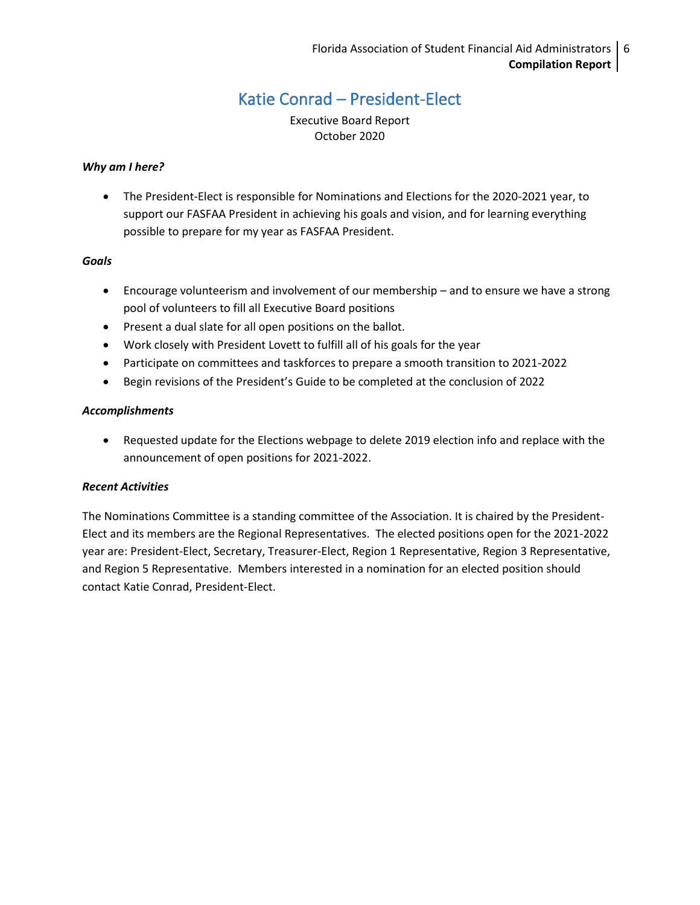# Katie Conrad – President-Elect

Executive Board Report
October 2020

***Why am I here?***

- The President-Elect is responsible for Nominations and Elections for the 2020-2021 year, to support our FASFAA President in achieving his goals and vision, and for learning everything possible to prepare for my year as FASFAA President.

***Goals***

- Encourage volunteerism and involvement of our membership – and to ensure we have a strong pool of volunteers to fill all Executive Board positions
- Present a dual slate for all open positions on the ballot.
- Work closely with President Lovett to fulfill all of his goals for the year
- Participate on committees and taskforces to prepare a smooth transition to 2021-2022
- Begin revisions of the President's Guide to be completed at the conclusion of 2022

***Accomplishments***

- Requested update for the Elections webpage to delete 2019 election info and replace with the announcement of open positions for 2021-2022.

***Recent Activities***

The Nominations Committee is a standing committee of the Association. It is chaired by the President-Elect and its members are the Regional Representatives. The elected positions open for the 2021-2022 year are: President-Elect, Secretary, Treasurer-Elect, Region 1 Representative, Region 3 Representative, and Region 5 Representative. Members interested in a nomination for an elected position should contact Katie Conrad, President-Elect.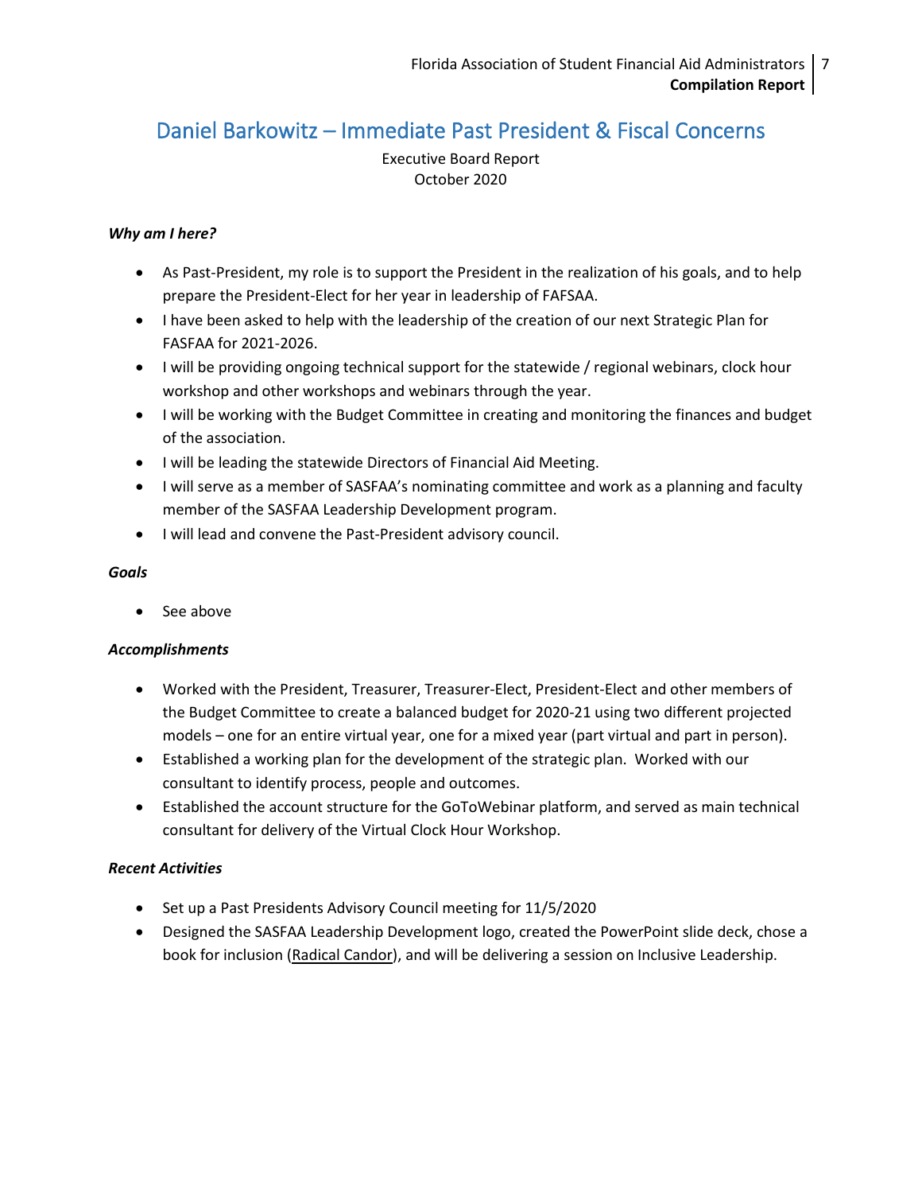# Daniel Barkowitz – Immediate Past President & Fiscal Concerns

Executive Board Report
October 2020

***Why am I here?***

- As Past-President, my role is to support the President in the realization of his goals, and to help prepare the President-Elect for her year in leadership of FAFSAA.
- I have been asked to help with the leadership of the creation of our next Strategic Plan for FASFAA for 2021-2026.
- I will be providing ongoing technical support for the statewide / regional webinars, clock hour workshop and other workshops and webinars through the year.
- I will be working with the Budget Committee in creating and monitoring the finances and budget of the association.
- I will be leading the statewide Directors of Financial Aid Meeting.
- I will serve as a member of SASFAA's nominating committee and work as a planning and faculty member of the SASFAA Leadership Development program.
- I will lead and convene the Past-President advisory council.

***Goals***

- See above

***Accomplishments***

- Worked with the President, Treasurer, Treasurer-Elect, President-Elect and other members of the Budget Committee to create a balanced budget for 2020-21 using two different projected models – one for an entire virtual year, one for a mixed year (part virtual and part in person).
- Established a working plan for the development of the strategic plan. Worked with our consultant to identify process, people and outcomes.
- Established the account structure for the GoToWebinar platform, and served as main technical consultant for delivery of the Virtual Clock Hour Workshop.

***Recent Activities***

- Set up a Past Presidents Advisory Council meeting for 11/5/2020
- Designed the SASFAA Leadership Development logo, created the PowerPoint slide deck, chose a book for inclusion (Radical Candor), and will be delivering a session on Inclusive Leadership.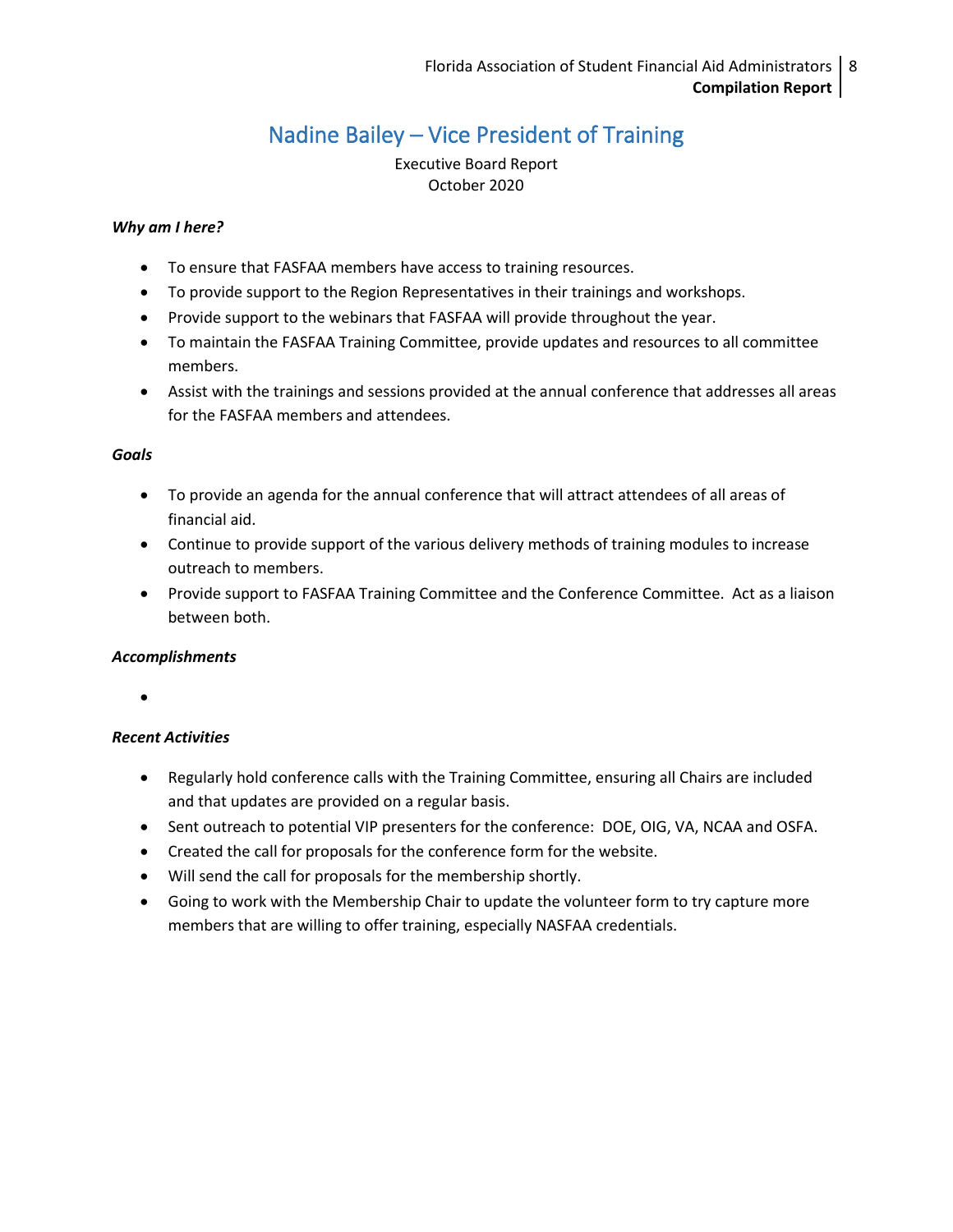# Nadine Bailey – Vice President of Training

Executive Board Report
October 2020

***Why am I here?***

- To ensure that FASFAA members have access to training resources.
- To provide support to the Region Representatives in their trainings and workshops.
- Provide support to the webinars that FASFAA will provide throughout the year.
- To maintain the FASFAA Training Committee, provide updates and resources to all committee members.
- Assist with the trainings and sessions provided at the annual conference that addresses all areas for the FASFAA members and attendees.

***Goals***

- To provide an agenda for the annual conference that will attract attendees of all areas of financial aid.
- Continue to provide support of the various delivery methods of training modules to increase outreach to members.
- Provide support to FASFAA Training Committee and the Conference Committee. Act as a liaison between both.

***Accomplishments***

- 

***Recent Activities***

- Regularly hold conference calls with the Training Committee, ensuring all Chairs are included and that updates are provided on a regular basis.
- Sent outreach to potential VIP presenters for the conference: DOE, OIG, VA, NCAA and OSFA.
- Created the call for proposals for the conference form for the website.
- Will send the call for proposals for the membership shortly.
- Going to work with the Membership Chair to update the volunteer form to try capture more members that are willing to offer training, especially NASFAA credentials.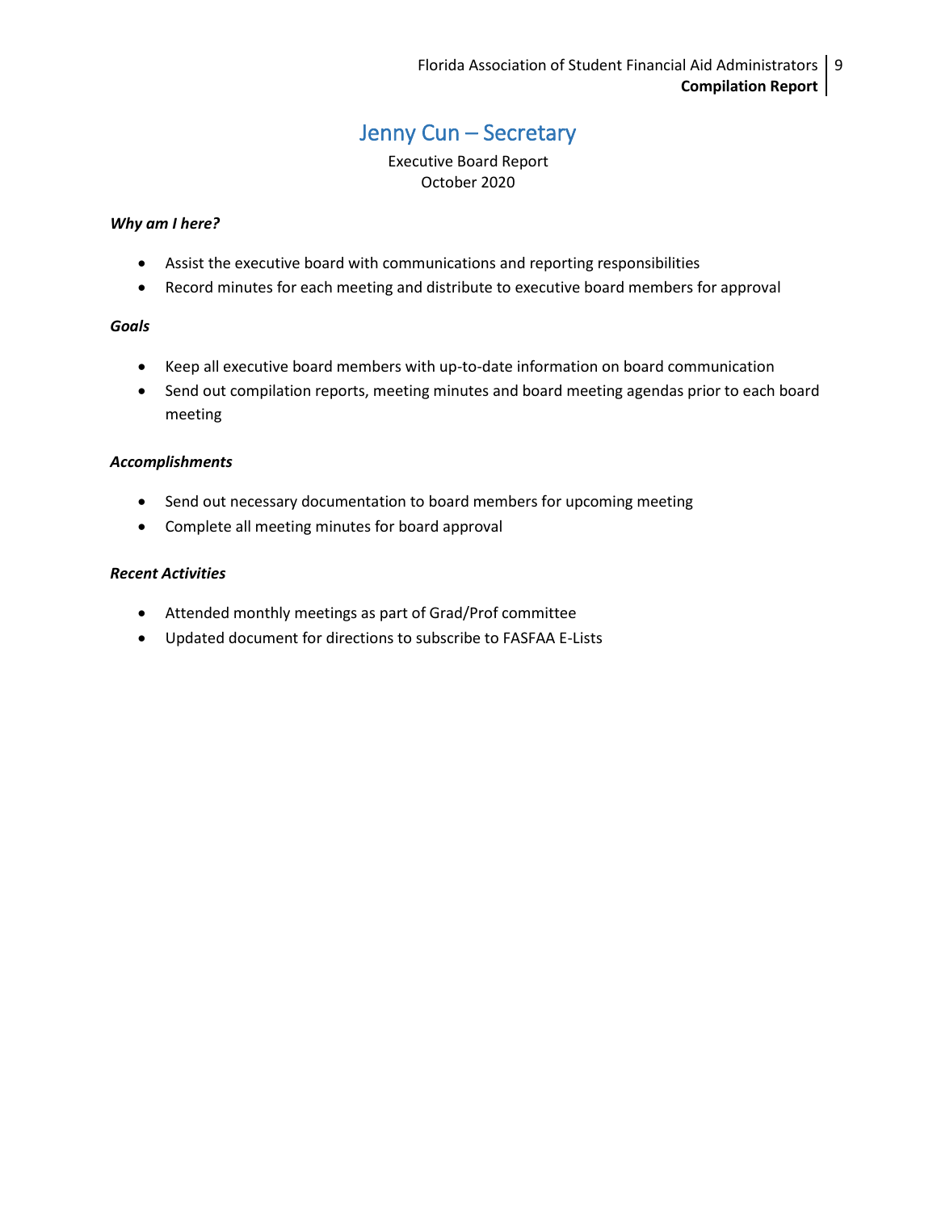# Jenny Cun – Secretary

Executive Board Report
October 2020

***Why am I here?***

- Assist the executive board with communications and reporting responsibilities
- Record minutes for each meeting and distribute to executive board members for approval

***Goals***

- Keep all executive board members with up-to-date information on board communication
- Send out compilation reports, meeting minutes and board meeting agendas prior to each board meeting

***Accomplishments***

- Send out necessary documentation to board members for upcoming meeting
- Complete all meeting minutes for board approval

***Recent Activities***

- Attended monthly meetings as part of Grad/Prof committee
- Updated document for directions to subscribe to FASFAA E-Lists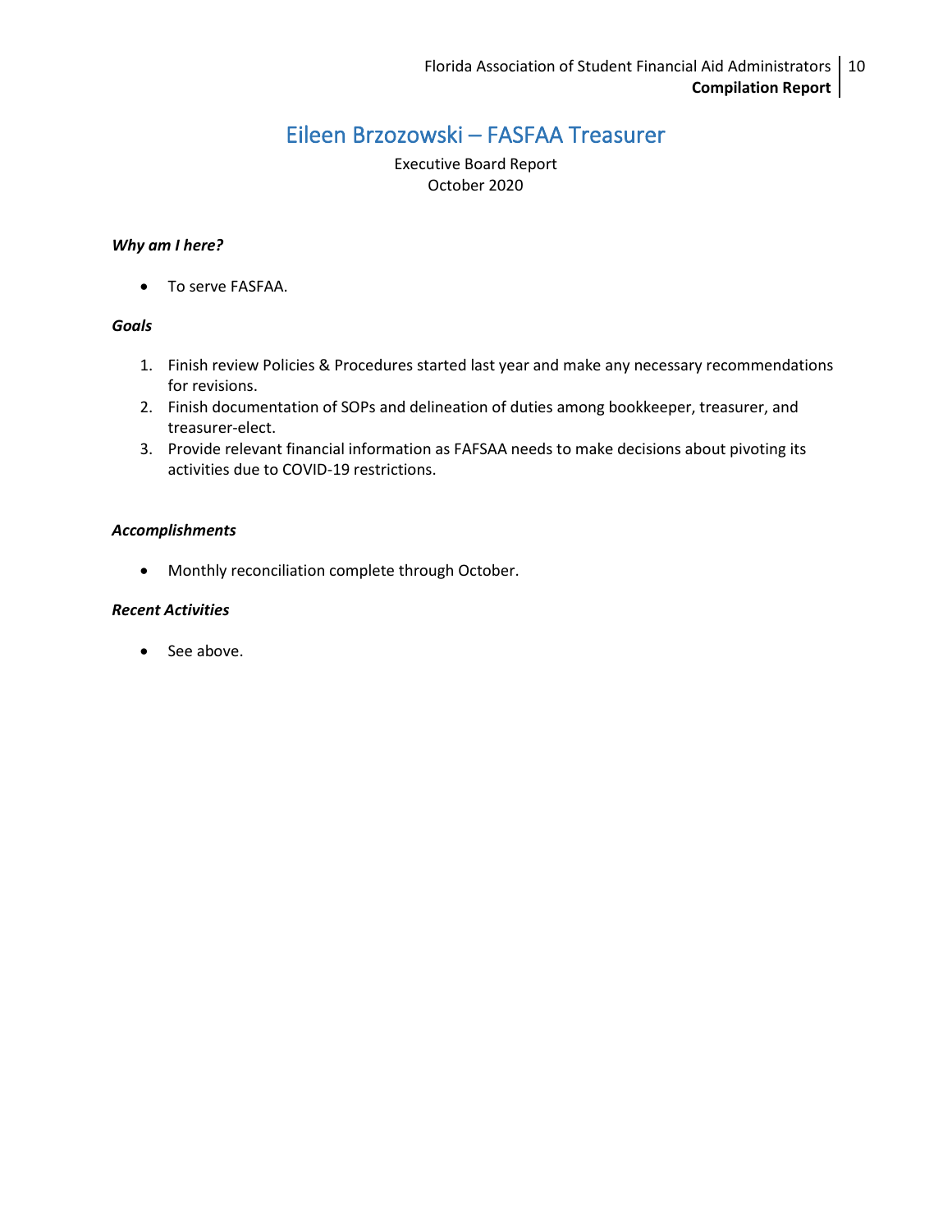# Eileen Brzozowski – FASFAA Treasurer

Executive Board Report
October 2020

***Why am I here?***

- To serve FASFAA.

***Goals***

1. Finish review Policies & Procedures started last year and make any necessary recommendations for revisions.
2. Finish documentation of SOPs and delineation of duties among bookkeeper, treasurer, and treasurer-elect.
3. Provide relevant financial information as FAFSAA needs to make decisions about pivoting its activities due to COVID-19 restrictions.

***Accomplishments***

- Monthly reconciliation complete through October.

***Recent Activities***

- See above.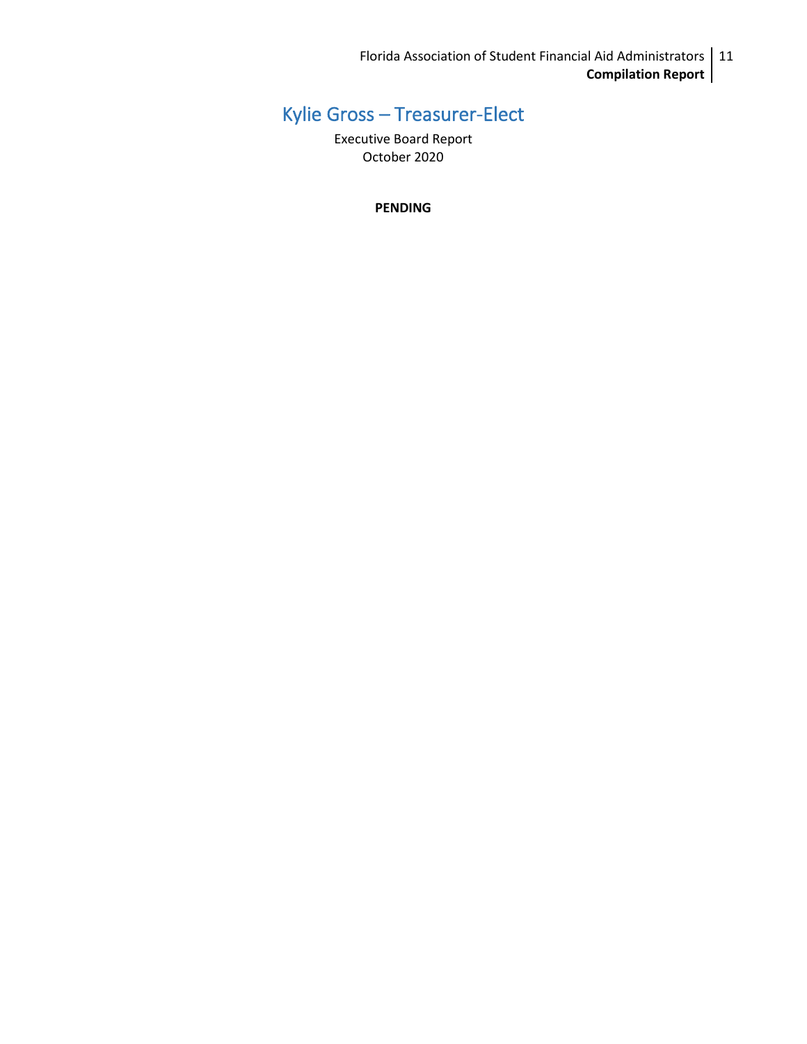# Kylie Gross – Treasurer-Elect

Executive Board Report
October 2020

**PENDING**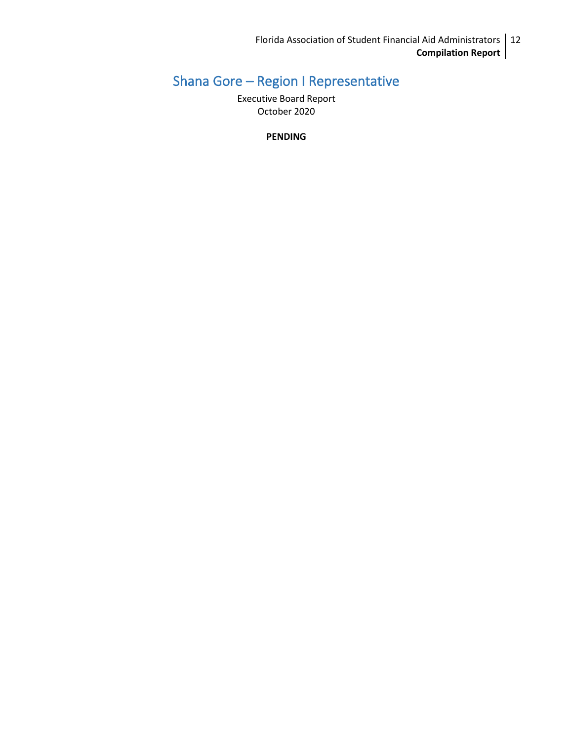# Shana Gore – Region I Representative

Executive Board Report
October 2020

**PENDING**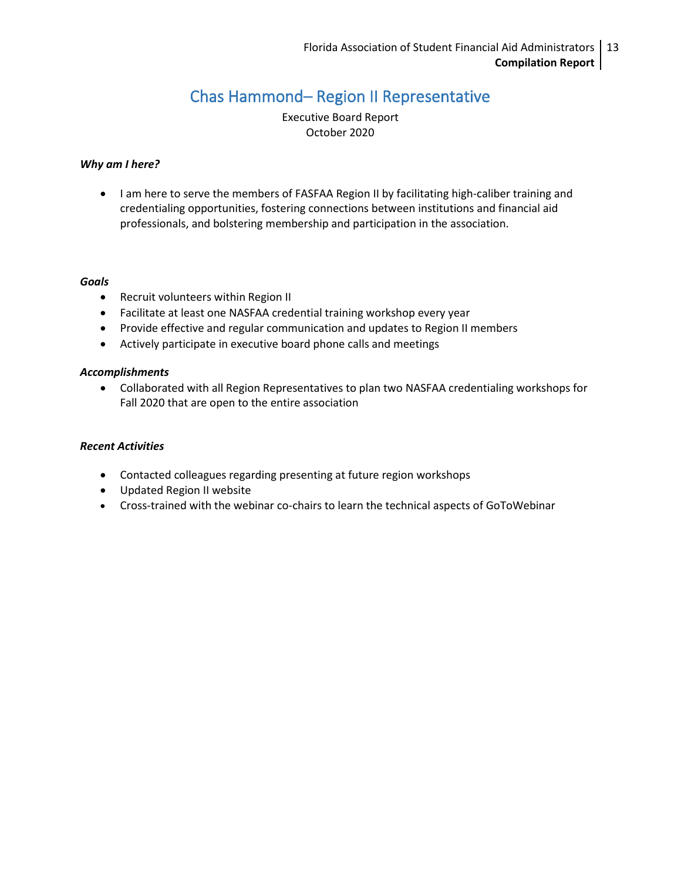# Chas Hammond– Region II Representative

Executive Board Report
October 2020

***Why am I here?***

- I am here to serve the members of FASFAA Region II by facilitating high-caliber training and credentialing opportunities, fostering connections between institutions and financial aid professionals, and bolstering membership and participation in the association.

***Goals***

- Recruit volunteers within Region II
- Facilitate at least one NASFAA credential training workshop every year
- Provide effective and regular communication and updates to Region II members
- Actively participate in executive board phone calls and meetings

***Accomplishments***

- Collaborated with all Region Representatives to plan two NASFAA credentialing workshops for Fall 2020 that are open to the entire association

***Recent Activities***

- Contacted colleagues regarding presenting at future region workshops
- Updated Region II website
- Cross-trained with the webinar co-chairs to learn the technical aspects of GoToWebinar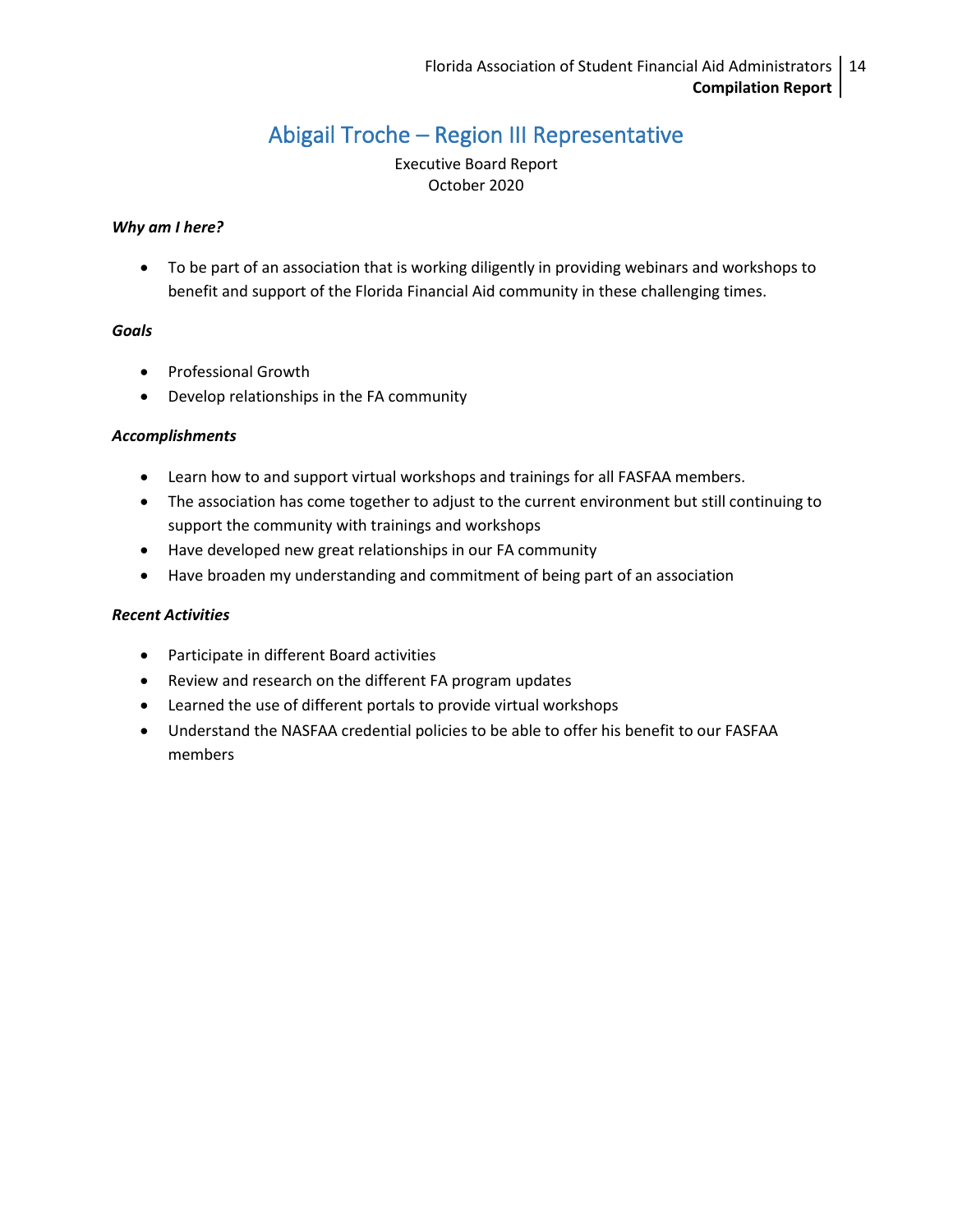# Abigail Troche – Region III Representative

Executive Board Report
October 2020

***Why am I here?***

- To be part of an association that is working diligently in providing webinars and workshops to benefit and support of the Florida Financial Aid community in these challenging times.

***Goals***

- Professional Growth
- Develop relationships in the FA community

***Accomplishments***

- Learn how to and support virtual workshops and trainings for all FASFAA members.
- The association has come together to adjust to the current environment but still continuing to support the community with trainings and workshops
- Have developed new great relationships in our FA community
- Have broaden my understanding and commitment of being part of an association

***Recent Activities***

- Participate in different Board activities
- Review and research on the different FA program updates
- Learned the use of different portals to provide virtual workshops
- Understand the NASFAA credential policies to be able to offer his benefit to our FASFAA members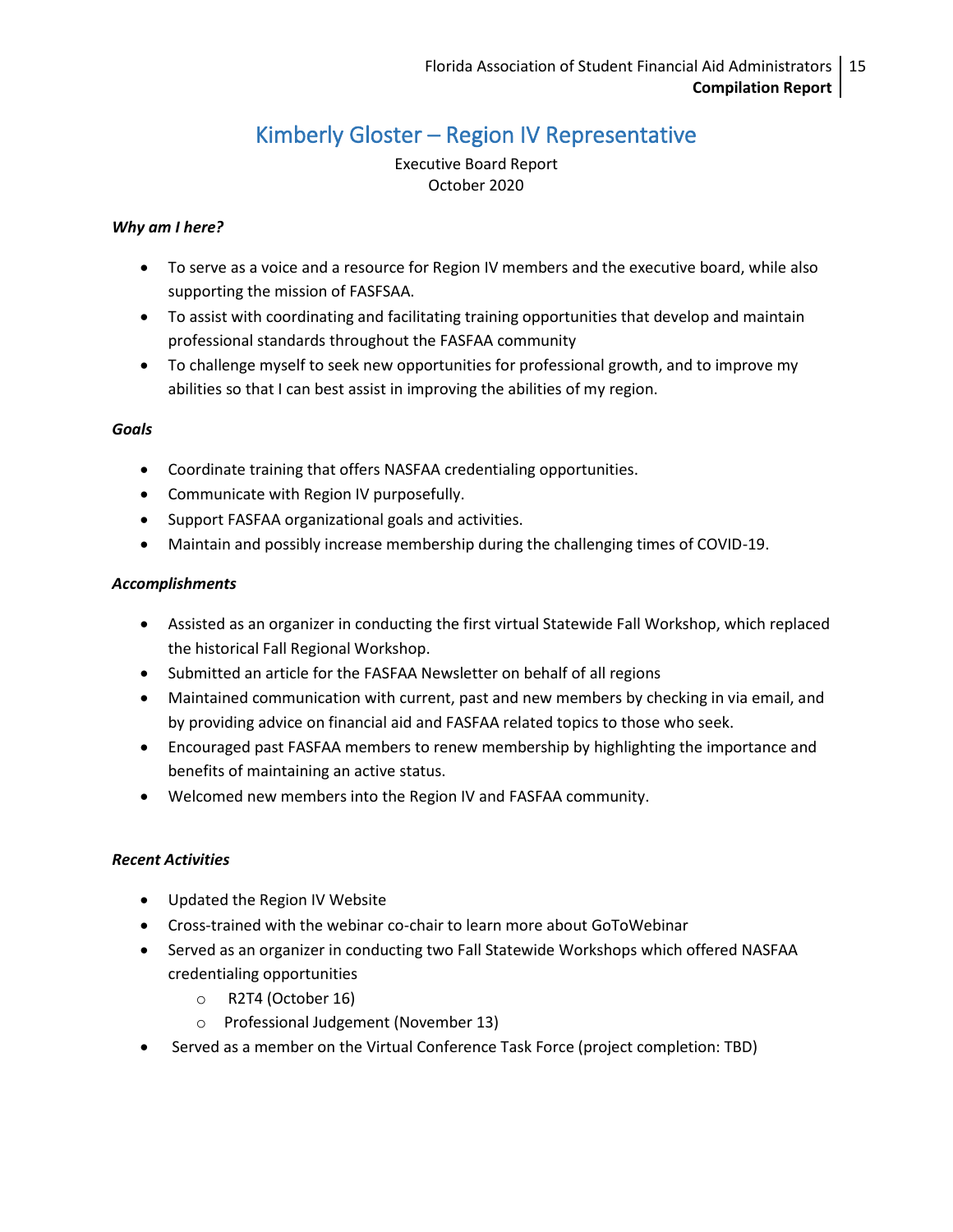# Kimberly Gloster – Region IV Representative

Executive Board Report
October 2020

***Why am I here?***

- To serve as a voice and a resource for Region IV members and the executive board, while also supporting the mission of FASFSAA.
- To assist with coordinating and facilitating training opportunities that develop and maintain professional standards throughout the FASFAA community
- To challenge myself to seek new opportunities for professional growth, and to improve my abilities so that I can best assist in improving the abilities of my region.

***Goals***

- Coordinate training that offers NASFAA credentialing opportunities.
- Communicate with Region IV purposefully.
- Support FASFAA organizational goals and activities.
- Maintain and possibly increase membership during the challenging times of COVID-19.

***Accomplishments***

- Assisted as an organizer in conducting the first virtual Statewide Fall Workshop, which replaced the historical Fall Regional Workshop.
- Submitted an article for the FASFAA Newsletter on behalf of all regions
- Maintained communication with current, past and new members by checking in via email, and by providing advice on financial aid and FASFAA related topics to those who seek.
- Encouraged past FASFAA members to renew membership by highlighting the importance and benefits of maintaining an active status.
- Welcomed new members into the Region IV and FASFAA community.

***Recent Activities***

- Updated the Region IV Website
- Cross-trained with the webinar co-chair to learn more about GoToWebinar
- Served as an organizer in conducting two Fall Statewide Workshops which offered NASFAA credentialing opportunities
  - R2T4 (October 16)
  - Professional Judgement (November 13)
- Served as a member on the Virtual Conference Task Force (project completion: TBD)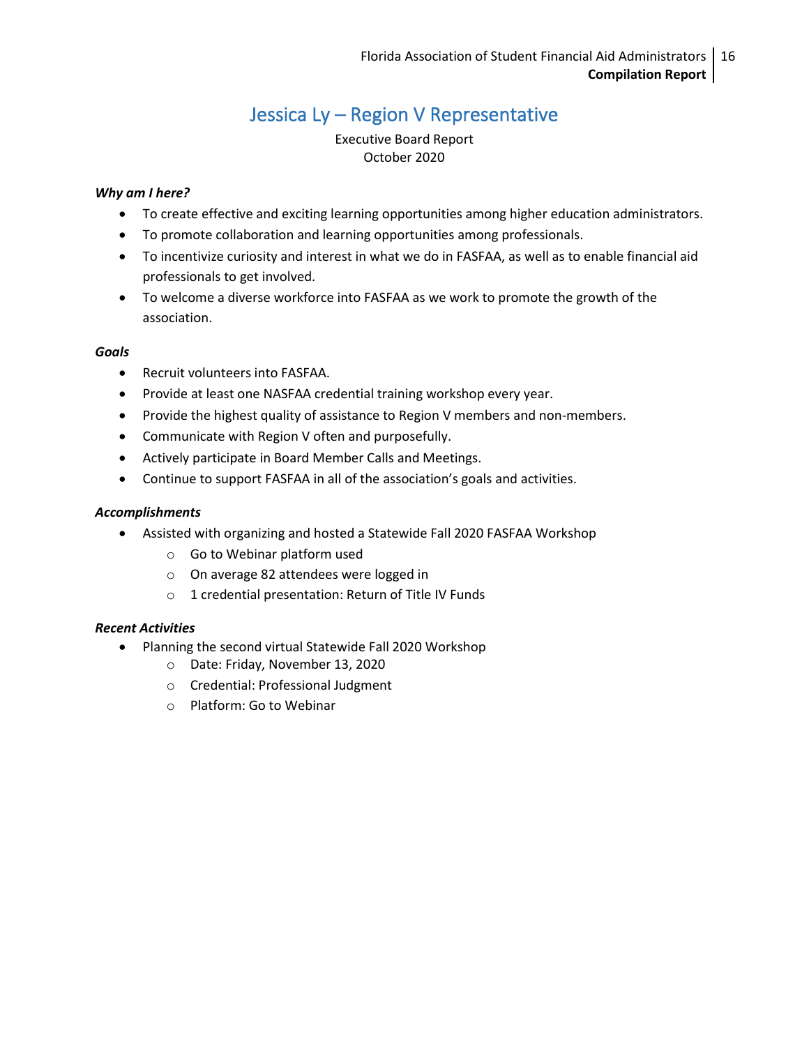# Jessica Ly – Region V Representative

Executive Board Report
October 2020

***Why am I here?***

- To create effective and exciting learning opportunities among higher education administrators.
- To promote collaboration and learning opportunities among professionals.
- To incentivize curiosity and interest in what we do in FASFAA, as well as to enable financial aid professionals to get involved.
- To welcome a diverse workforce into FASFAA as we work to promote the growth of the association.

***Goals***

- Recruit volunteers into FASFAA.
- Provide at least one NASFAA credential training workshop every year.
- Provide the highest quality of assistance to Region V members and non-members.
- Communicate with Region V often and purposefully.
- Actively participate in Board Member Calls and Meetings.
- Continue to support FASFAA in all of the association's goals and activities.

***Accomplishments***

- Assisted with organizing and hosted a Statewide Fall 2020 FASFAA Workshop
  - Go to Webinar platform used
  - On average 82 attendees were logged in
  - 1 credential presentation: Return of Title IV Funds

***Recent Activities***

- Planning the second virtual Statewide Fall 2020 Workshop
  - Date: Friday, November 13, 2020
  - Credential: Professional Judgment
  - Platform: Go to Webinar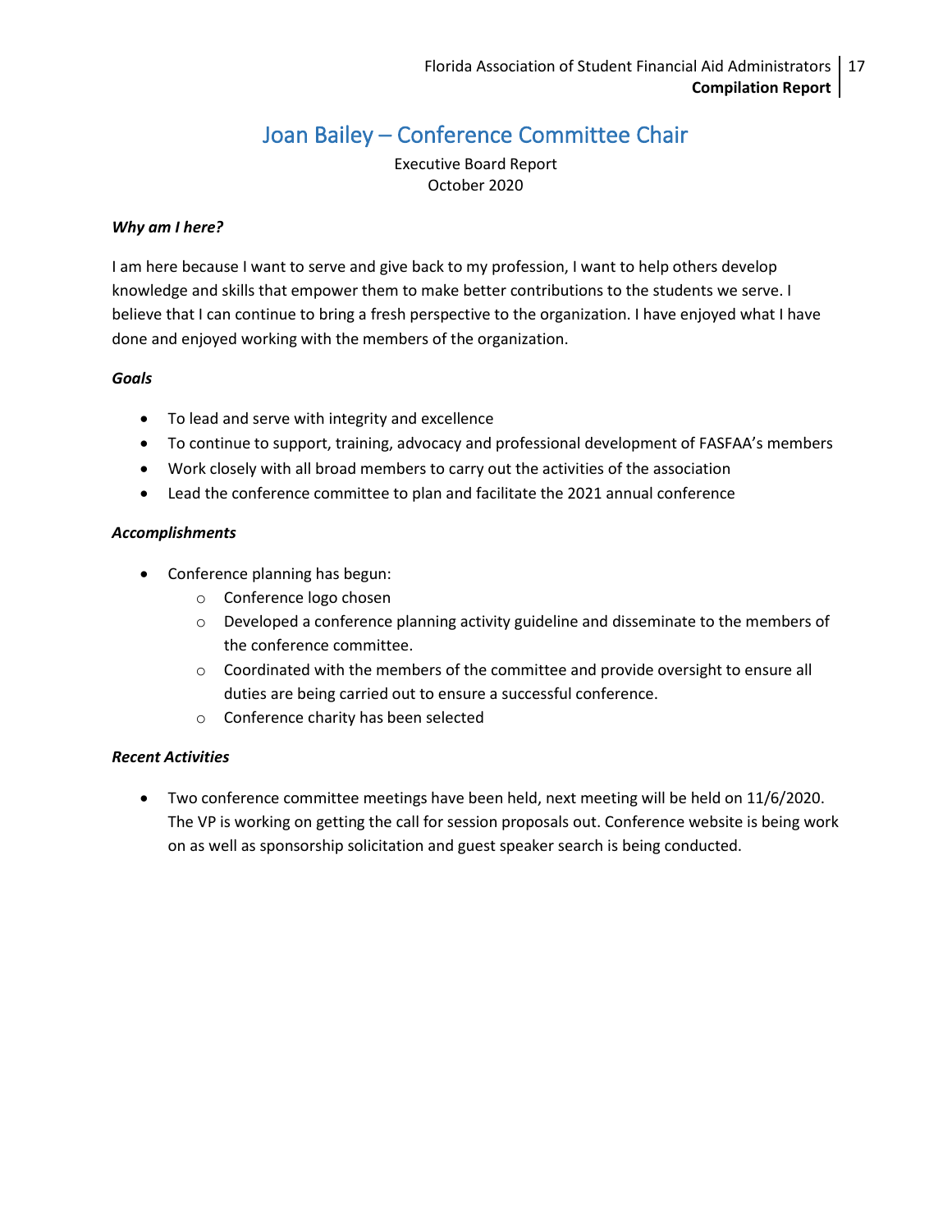# Joan Bailey – Conference Committee Chair

Executive Board Report
October 2020

***Why am I here?***

I am here because I want to serve and give back to my profession, I want to help others develop knowledge and skills that empower them to make better contributions to the students we serve. I believe that I can continue to bring a fresh perspective to the organization. I have enjoyed what I have done and enjoyed working with the members of the organization.

***Goals***

- To lead and serve with integrity and excellence
- To continue to support, training, advocacy and professional development of FASFAA's members
- Work closely with all broad members to carry out the activities of the association
- Lead the conference committee to plan and facilitate the 2021 annual conference

***Accomplishments***

- Conference planning has begun:
  - Conference logo chosen
  - Developed a conference planning activity guideline and disseminate to the members of the conference committee.
  - Coordinated with the members of the committee and provide oversight to ensure all duties are being carried out to ensure a successful conference.
  - Conference charity has been selected

***Recent Activities***

- Two conference committee meetings have been held, next meeting will be held on 11/6/2020. The VP is working on getting the call for session proposals out. Conference website is being work on as well as sponsorship solicitation and guest speaker search is being conducted.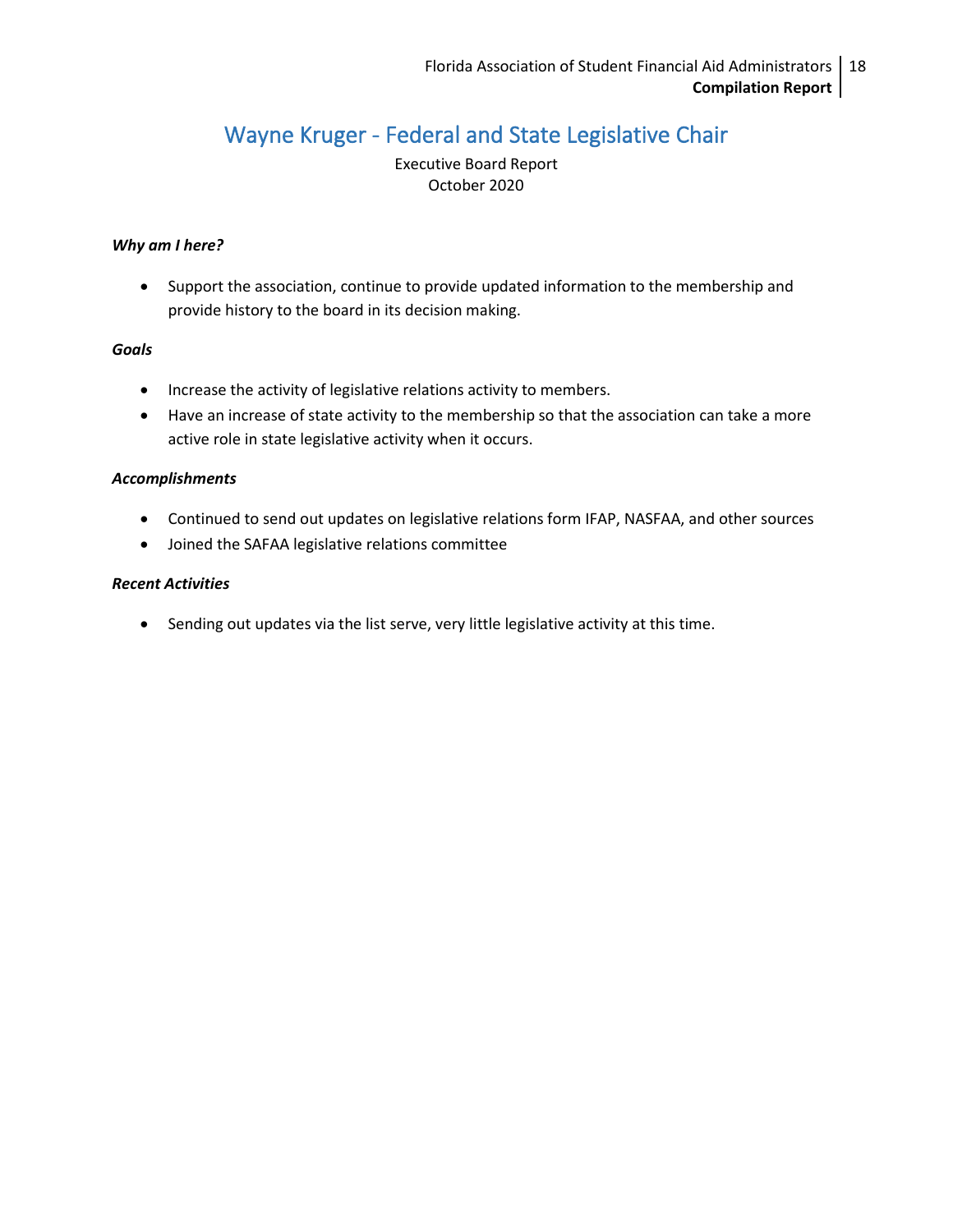# Wayne Kruger - Federal and State Legislative Chair

Executive Board Report
October 2020

***Why am I here?***

- Support the association, continue to provide updated information to the membership and provide history to the board in its decision making.

***Goals***

- Increase the activity of legislative relations activity to members.
- Have an increase of state activity to the membership so that the association can take a more active role in state legislative activity when it occurs.

***Accomplishments***

- Continued to send out updates on legislative relations form IFAP, NASFAA, and other sources
- Joined the SAFAA legislative relations committee

***Recent Activities***

- Sending out updates via the list serve, very little legislative activity at this time.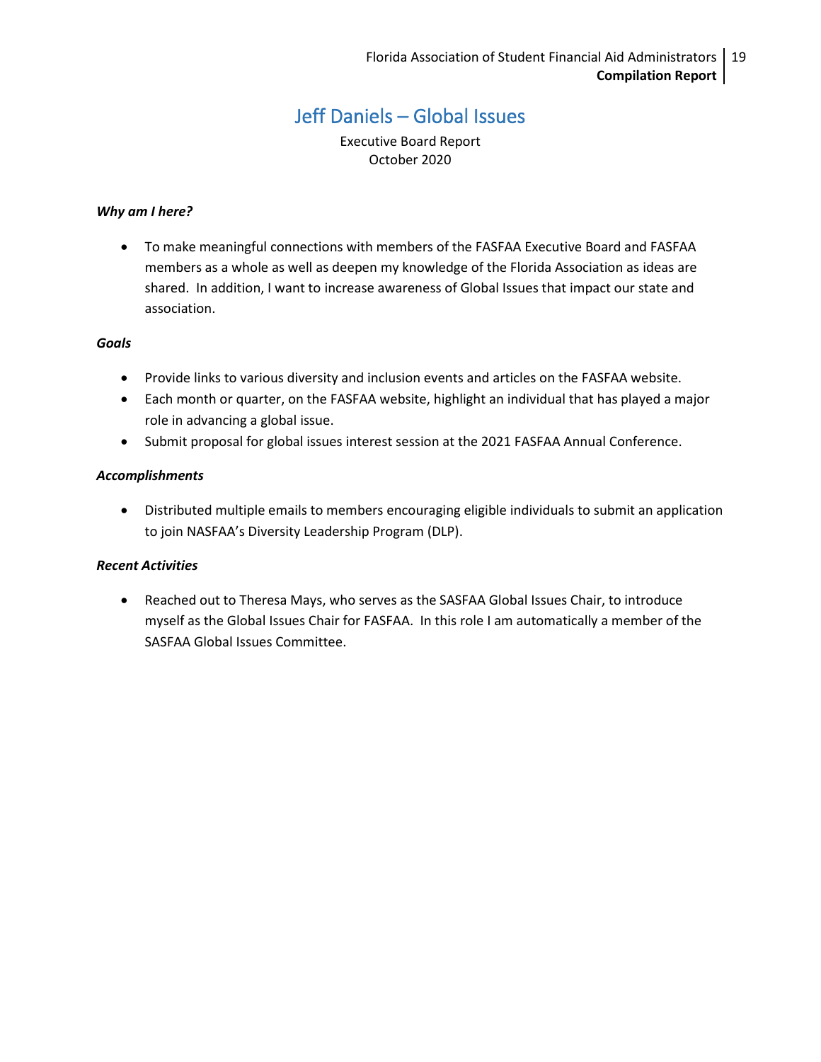# Jeff Daniels – Global Issues

Executive Board Report
October 2020

***Why am I here?***

- To make meaningful connections with members of the FASFAA Executive Board and FASFAA members as a whole as well as deepen my knowledge of the Florida Association as ideas are shared. In addition, I want to increase awareness of Global Issues that impact our state and association.

***Goals***

- Provide links to various diversity and inclusion events and articles on the FASFAA website.
- Each month or quarter, on the FASFAA website, highlight an individual that has played a major role in advancing a global issue.
- Submit proposal for global issues interest session at the 2021 FASFAA Annual Conference.

***Accomplishments***

- Distributed multiple emails to members encouraging eligible individuals to submit an application to join NASFAA's Diversity Leadership Program (DLP).

***Recent Activities***

- Reached out to Theresa Mays, who serves as the SASFAA Global Issues Chair, to introduce myself as the Global Issues Chair for FASFAA. In this role I am automatically a member of the SASFAA Global Issues Committee.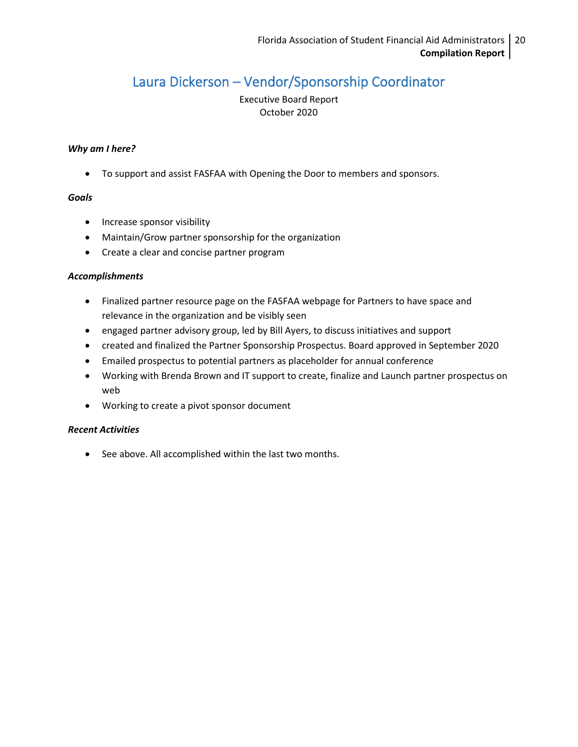# Laura Dickerson – Vendor/Sponsorship Coordinator

Executive Board Report
October 2020

***Why am I here?***

- To support and assist FASFAA with Opening the Door to members and sponsors.

***Goals***

- Increase sponsor visibility
- Maintain/Grow partner sponsorship for the organization
- Create a clear and concise partner program

***Accomplishments***

- Finalized partner resource page on the FASFAA webpage for Partners to have space and relevance in the organization and be visibly seen
- engaged partner advisory group, led by Bill Ayers, to discuss initiatives and support
- created and finalized the Partner Sponsorship Prospectus. Board approved in September 2020
- Emailed prospectus to potential partners as placeholder for annual conference
- Working with Brenda Brown and IT support to create, finalize and Launch partner prospectus on web
- Working to create a pivot sponsor document

***Recent Activities***

- See above. All accomplished within the last two months.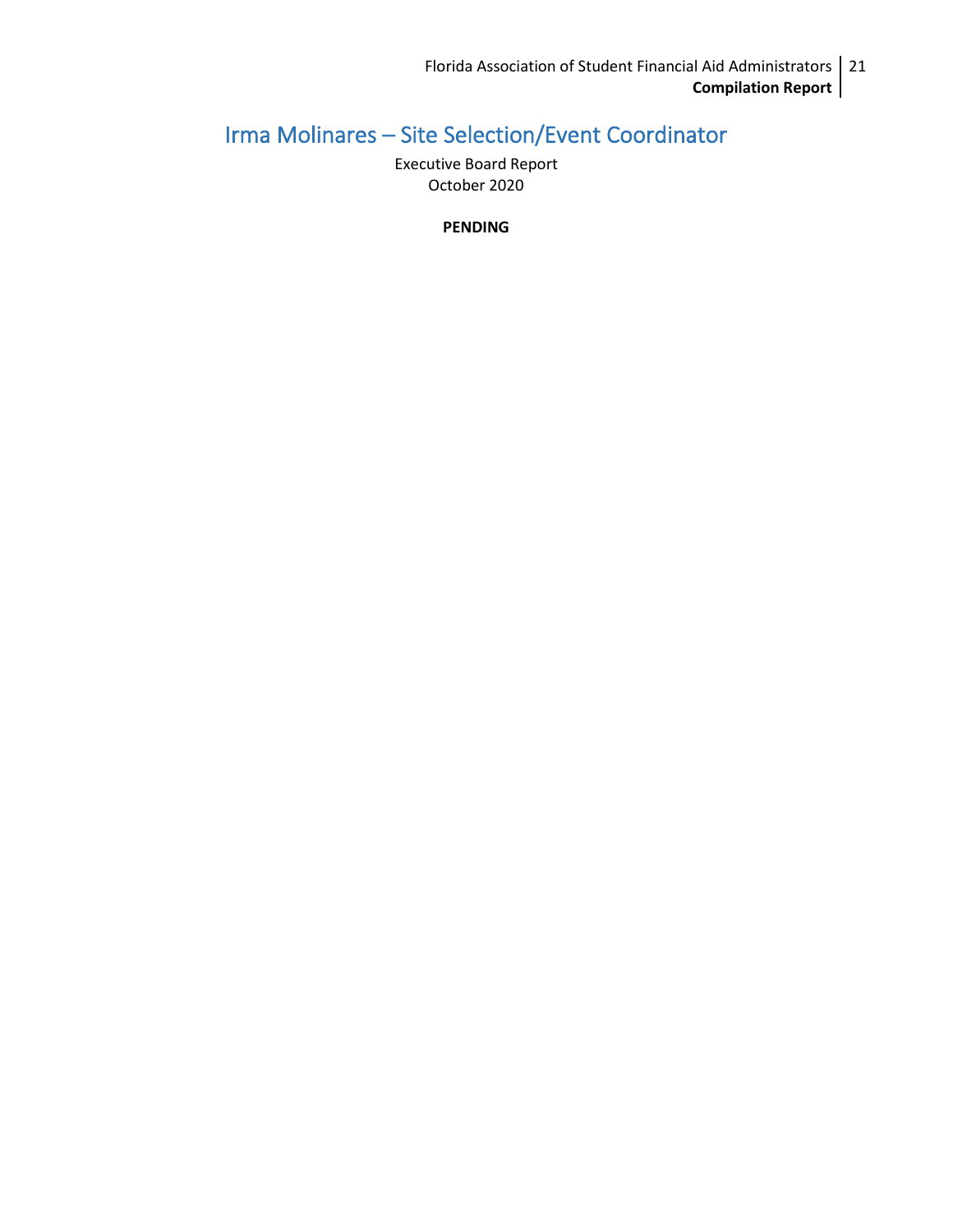## Irma Molinares – Site Selection/Event Coordinator

Executive Board Report
October 2020

**PENDING**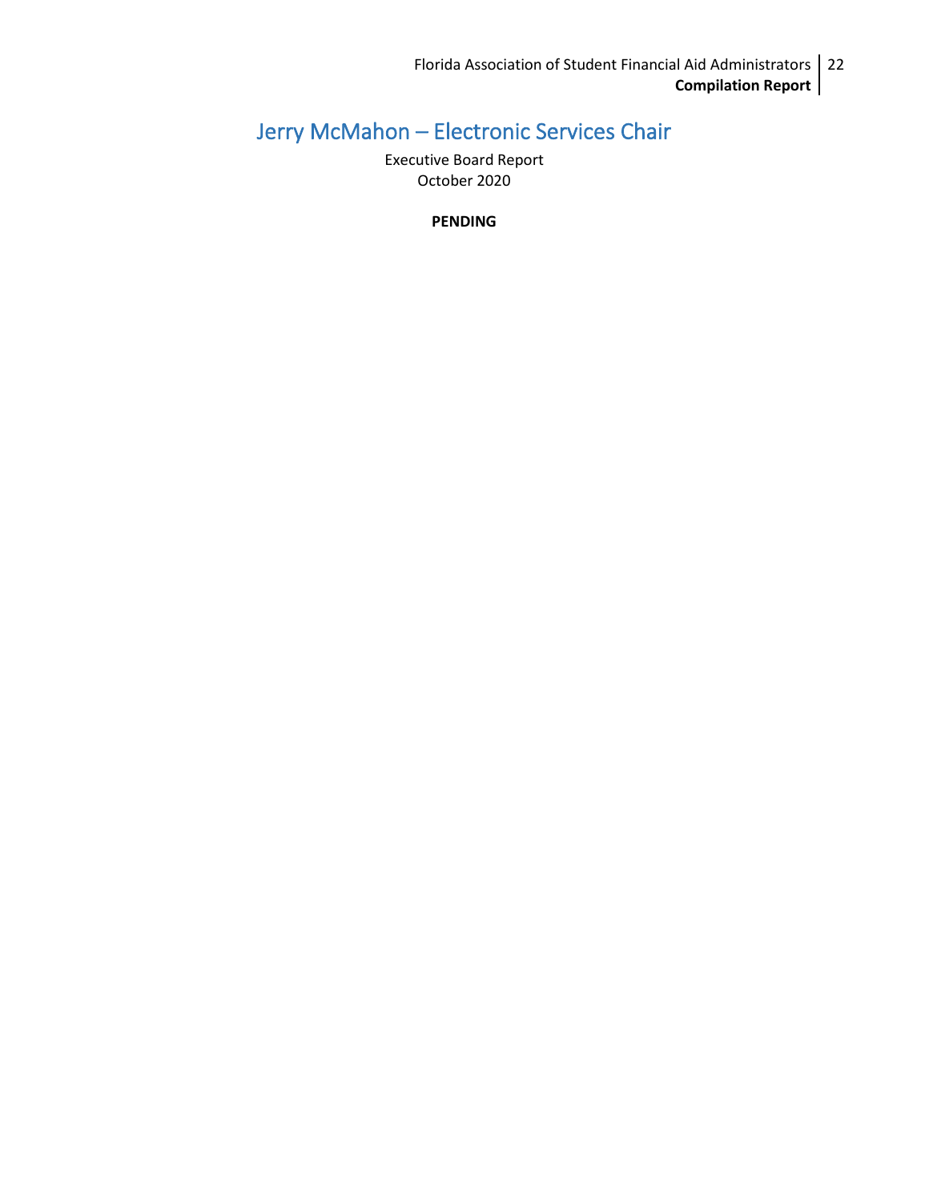# Jerry McMahon – Electronic Services Chair

Executive Board Report
October 2020

**PENDING**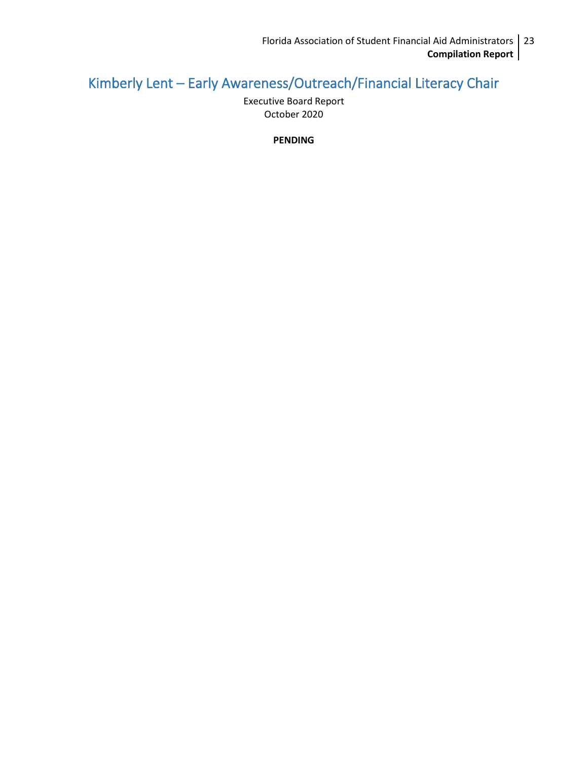## Kimberly Lent – Early Awareness/Outreach/Financial Literacy Chair

Executive Board Report
October 2020

**PENDING**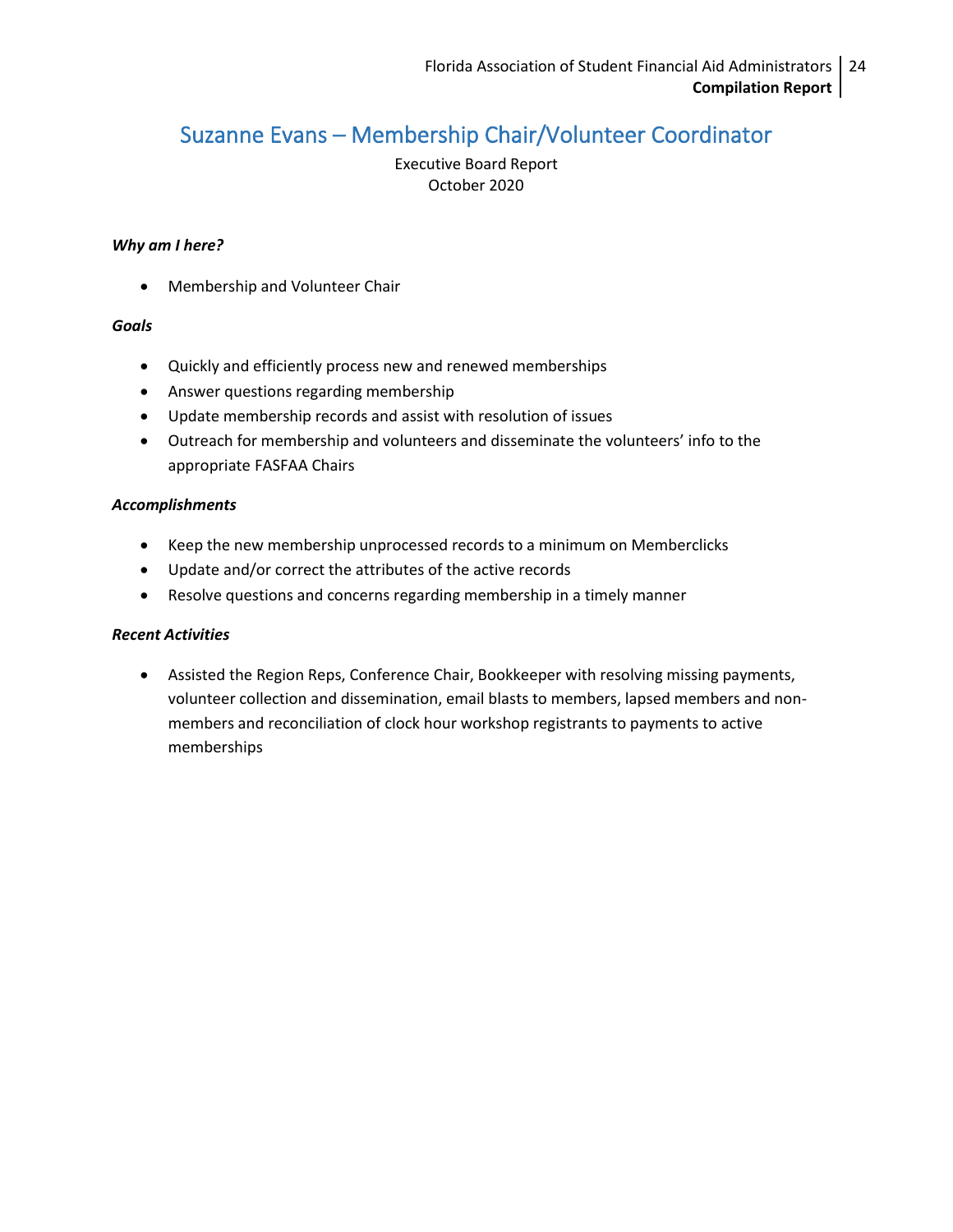## Suzanne Evans – Membership Chair/Volunteer Coordinator

Executive Board Report
October 2020

***Why am I here?***

- Membership and Volunteer Chair

***Goals***

- Quickly and efficiently process new and renewed memberships
- Answer questions regarding membership
- Update membership records and assist with resolution of issues
- Outreach for membership and volunteers and disseminate the volunteers' info to the appropriate FASFAA Chairs

***Accomplishments***

- Keep the new membership unprocessed records to a minimum on Memberclicks
- Update and/or correct the attributes of the active records
- Resolve questions and concerns regarding membership in a timely manner

***Recent Activities***

- Assisted the Region Reps, Conference Chair, Bookkeeper with resolving missing payments, volunteer collection and dissemination, email blasts to members, lapsed members and non-members and reconciliation of clock hour workshop registrants to payments to active memberships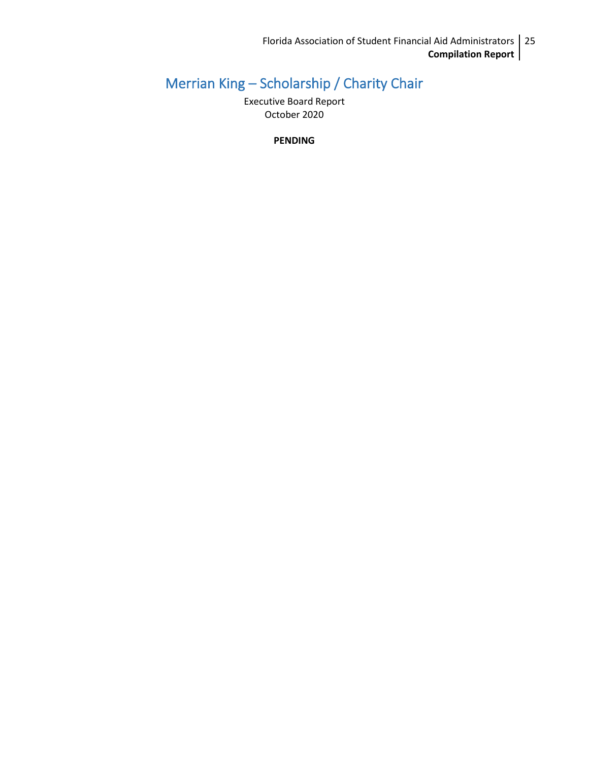# Merrian King – Scholarship / Charity Chair

Executive Board Report
October 2020

**PENDING**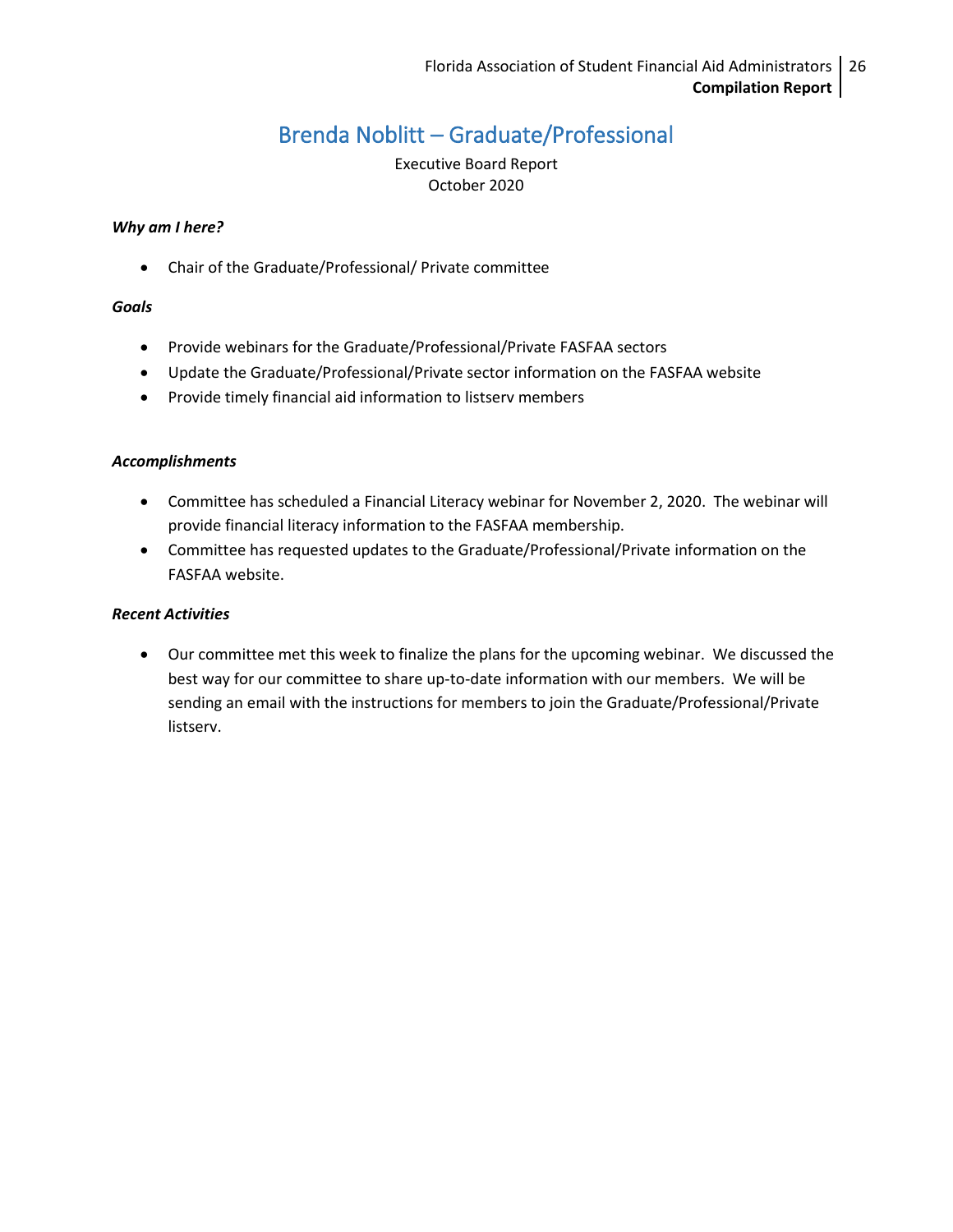# Brenda Noblitt – Graduate/Professional

Executive Board Report
October 2020

***Why am I here?***

- Chair of the Graduate/Professional/ Private committee

***Goals***

- Provide webinars for the Graduate/Professional/Private FASFAA sectors
- Update the Graduate/Professional/Private sector information on the FASFAA website
- Provide timely financial aid information to listserv members

***Accomplishments***

- Committee has scheduled a Financial Literacy webinar for November 2, 2020. The webinar will provide financial literacy information to the FASFAA membership.
- Committee has requested updates to the Graduate/Professional/Private information on the FASFAA website.

***Recent Activities***

- Our committee met this week to finalize the plans for the upcoming webinar. We discussed the best way for our committee to share up-to-date information with our members. We will be sending an email with the instructions for members to join the Graduate/Professional/Private listserv.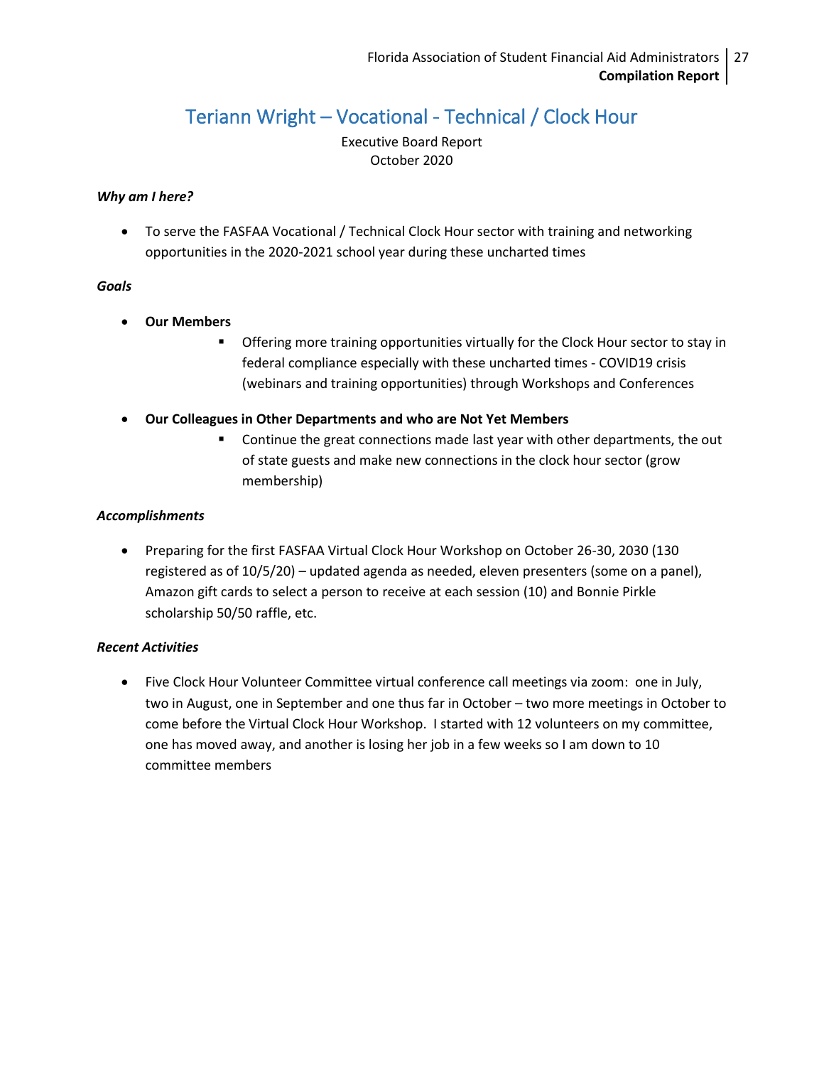# Teriann Wright – Vocational - Technical / Clock Hour

Executive Board Report
October 2020

***Why am I here?***

- To serve the FASFAA Vocational / Technical Clock Hour sector with training and networking opportunities in the 2020-2021 school year during these uncharted times

***Goals***

- **Our Members**
  - Offering more training opportunities virtually for the Clock Hour sector to stay in federal compliance especially with these uncharted times - COVID19 crisis (webinars and training opportunities) through Workshops and Conferences
- **Our Colleagues in Other Departments and who are Not Yet Members**
  - Continue the great connections made last year with other departments, the out of state guests and make new connections in the clock hour sector (grow membership)

***Accomplishments***

- Preparing for the first FASFAA Virtual Clock Hour Workshop on October 26-30, 2030 (130 registered as of 10/5/20) – updated agenda as needed, eleven presenters (some on a panel), Amazon gift cards to select a person to receive at each session (10) and Bonnie Pirkle scholarship 50/50 raffle, etc.

***Recent Activities***

- Five Clock Hour Volunteer Committee virtual conference call meetings via zoom: one in July, two in August, one in September and one thus far in October – two more meetings in October to come before the Virtual Clock Hour Workshop. I started with 12 volunteers on my committee, one has moved away, and another is losing her job in a few weeks so I am down to 10 committee members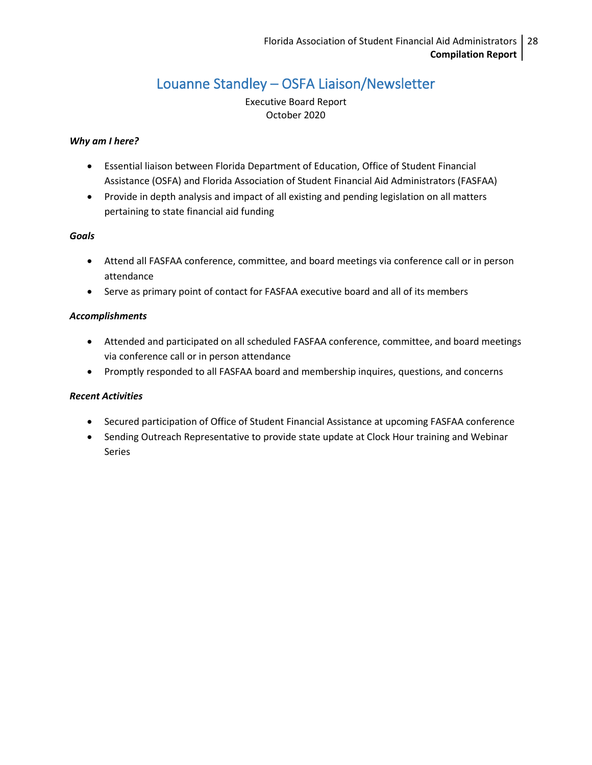# Louanne Standley – OSFA Liaison/Newsletter

Executive Board Report
October 2020

***Why am I here?***

- Essential liaison between Florida Department of Education, Office of Student Financial Assistance (OSFA) and Florida Association of Student Financial Aid Administrators (FASFAA)
- Provide in depth analysis and impact of all existing and pending legislation on all matters pertaining to state financial aid funding

***Goals***

- Attend all FASFAA conference, committee, and board meetings via conference call or in person attendance
- Serve as primary point of contact for FASFAA executive board and all of its members

***Accomplishments***

- Attended and participated on all scheduled FASFAA conference, committee, and board meetings via conference call or in person attendance
- Promptly responded to all FASFAA board and membership inquires, questions, and concerns

***Recent Activities***

- Secured participation of Office of Student Financial Assistance at upcoming FASFAA conference
- Sending Outreach Representative to provide state update at Clock Hour training and Webinar Series